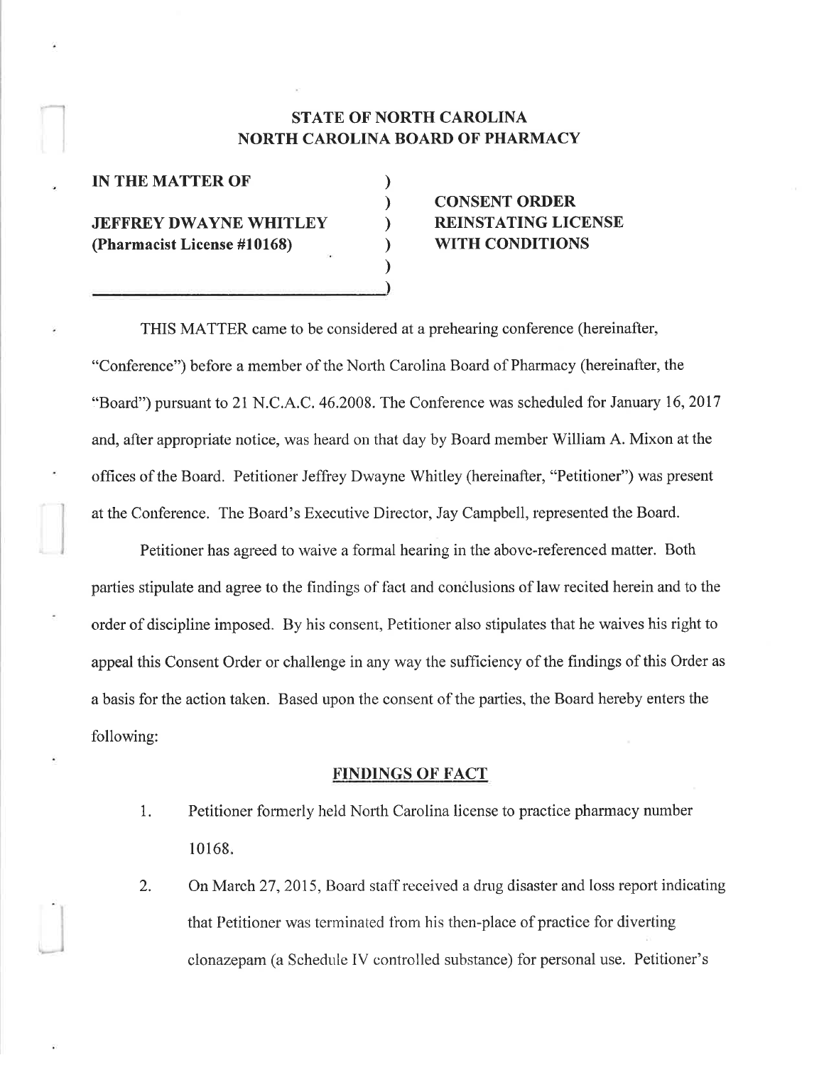**STATE OF NORTH CAROLINA**
**NORTH CAROLINA BOARD OF PHARMACY**

| | |
|---|---|
| **IN THE MATTER OF** | |
| **JEFFREY DWAYNE WHITLEY** | **CONSENT ORDER** |
| **(Pharmacist License #10168)** | **REINSTATING LICENSE WITH CONDITIONS** |

THIS MATTER came to be considered at a prehearing conference (hereinafter, "Conference") before a member of the North Carolina Board of Pharmacy (hereinafter, the "Board") pursuant to 21 N.C.A.C. 46.2008. The Conference was scheduled for January 16, 2017 and, after appropriate notice, was heard on that day by Board member William A. Mixon at the offices of the Board. Petitioner Jeffrey Dwayne Whitley (hereinafter, "Petitioner") was present at the Conference. The Board's Executive Director, Jay Campbell, represented the Board.

Petitioner has agreed to waive a formal hearing in the above-referenced matter. Both parties stipulate and agree to the findings of fact and conclusions of law recited herein and to the order of discipline imposed. By his consent, Petitioner also stipulates that he waives his right to appeal this Consent Order or challenge in any way the sufficiency of the findings of this Order as a basis for the action taken. Based upon the consent of the parties, the Board hereby enters the following:

## FINDINGS OF FACT

1. Petitioner formerly held North Carolina license to practice pharmacy number 10168.

2. On March 27, 2015, Board staff received a drug disaster and loss report indicating that Petitioner was terminated from his then-place of practice for diverting clonazepam (a Schedule IV controlled substance) for personal use. Petitioner's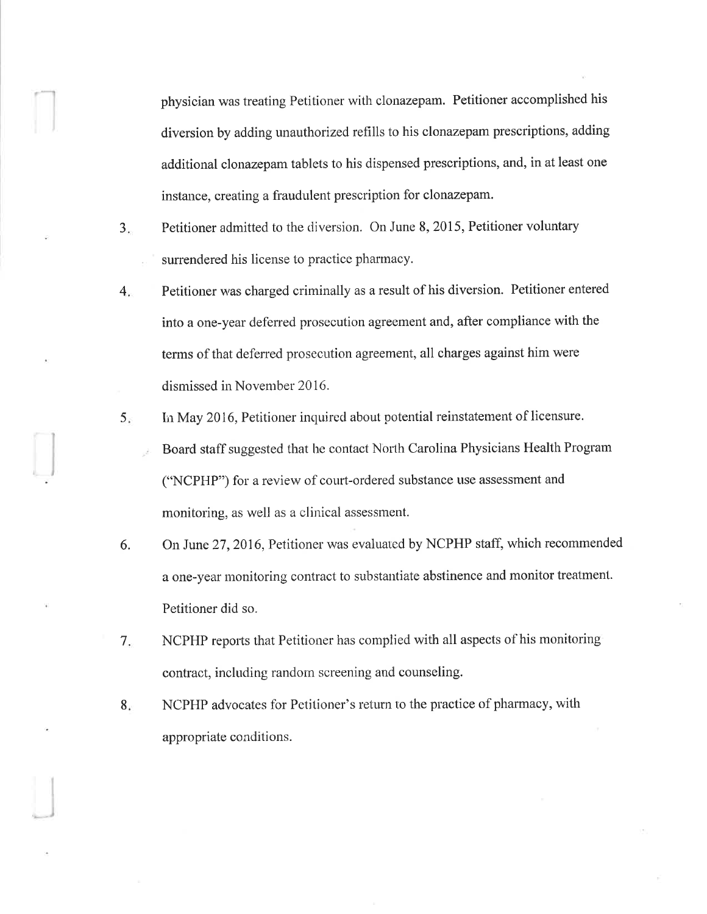physician was treating Petitioner with clonazepam. Petitioner accomplished his diversion by adding unauthorized refills to his clonazepam prescriptions, adding additional clonazepam tablets to his dispensed prescriptions, and, in at least one instance, creating a fraudulent prescription for clonazepam.

3. Petitioner admitted to the diversion. On June 8, 2015, Petitioner voluntary surrendered his license to practice pharmacy.

4. Petitioner was charged criminally as a result of his diversion. Petitioner entered into a one-year deferred prosecution agreement and, after compliance with the terms of that deferred prosecution agreement, all charges against him were dismissed in November 2016.

5. In May 2016, Petitioner inquired about potential reinstatement of licensure. Board staff suggested that he contact North Carolina Physicians Health Program ("NCPHP") for a review of court-ordered substance use assessment and monitoring, as well as a clinical assessment.

6. On June 27, 2016, Petitioner was evaluated by NCPHP staff, which recommended a one-year monitoring contract to substantiate abstinence and monitor treatment. Petitioner did so.

7. NCPHP reports that Petitioner has complied with all aspects of his monitoring contract, including random screening and counseling.

8. NCPHP advocates for Petitioner's return to the practice of pharmacy, with appropriate conditions.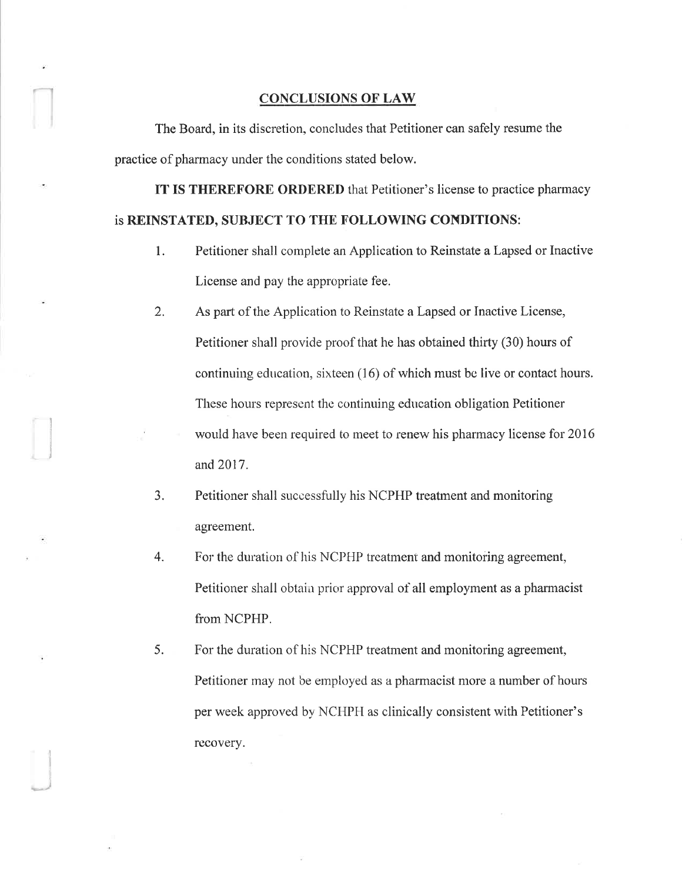## CONCLUSIONS OF LAW

The Board, in its discretion, concludes that Petitioner can safely resume the practice of pharmacy under the conditions stated below.

**IT IS THEREFORE ORDERED** that Petitioner's license to practice pharmacy is **REINSTATED, SUBJECT TO THE FOLLOWING CONDITIONS**:

1. Petitioner shall complete an Application to Reinstate a Lapsed or Inactive License and pay the appropriate fee.
2. As part of the Application to Reinstate a Lapsed or Inactive License, Petitioner shall provide proof that he has obtained thirty (30) hours of continuing education, sixteen (16) of which must be live or contact hours. These hours represent the continuing education obligation Petitioner would have been required to meet to renew his pharmacy license for 2016 and 2017.
3. Petitioner shall successfully his NCPHP treatment and monitoring agreement.
4. For the duration of his NCPHP treatment and monitoring agreement, Petitioner shall obtain prior approval of all employment as a pharmacist from NCPHP.
5. For the duration of his NCPHP treatment and monitoring agreement, Petitioner may not be employed as a pharmacist more a number of hours per week approved by NCHPH as clinically consistent with Petitioner's recovery.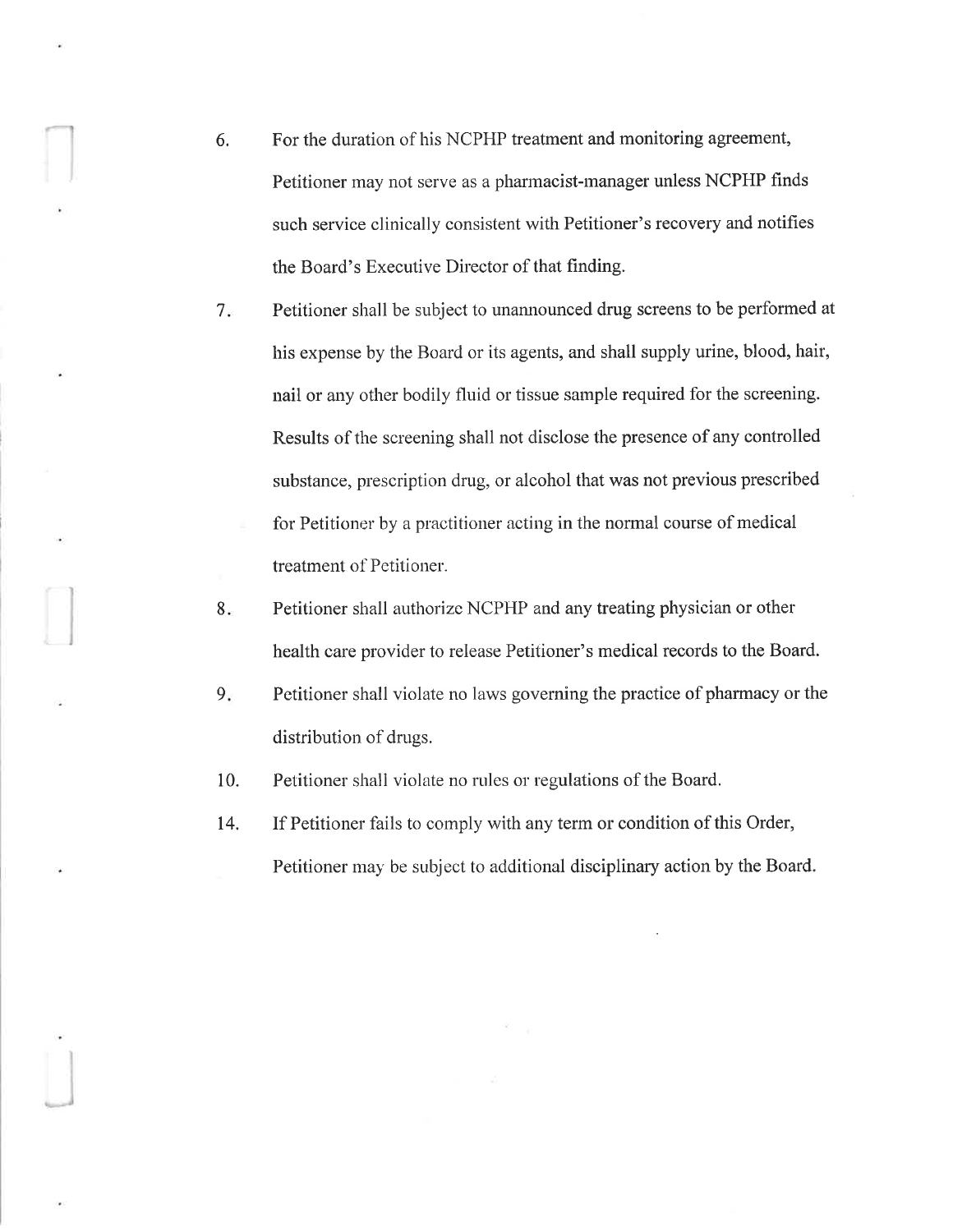6. For the duration of his NCPHP treatment and monitoring agreement, Petitioner may not serve as a pharmacist-manager unless NCPHP finds such service clinically consistent with Petitioner's recovery and notifies the Board's Executive Director of that finding.

7. Petitioner shall be subject to unannounced drug screens to be performed at his expense by the Board or its agents, and shall supply urine, blood, hair, nail or any other bodily fluid or tissue sample required for the screening. Results of the screening shall not disclose the presence of any controlled substance, prescription drug, or alcohol that was not previous prescribed for Petitioner by a practitioner acting in the normal course of medical treatment of Petitioner.

8. Petitioner shall authorize NCPHP and any treating physician or other health care provider to release Petitioner's medical records to the Board.

9. Petitioner shall violate no laws governing the practice of pharmacy or the distribution of drugs.

10. Petitioner shall violate no rules or regulations of the Board.

14. If Petitioner fails to comply with any term or condition of this Order, Petitioner may be subject to additional disciplinary action by the Board.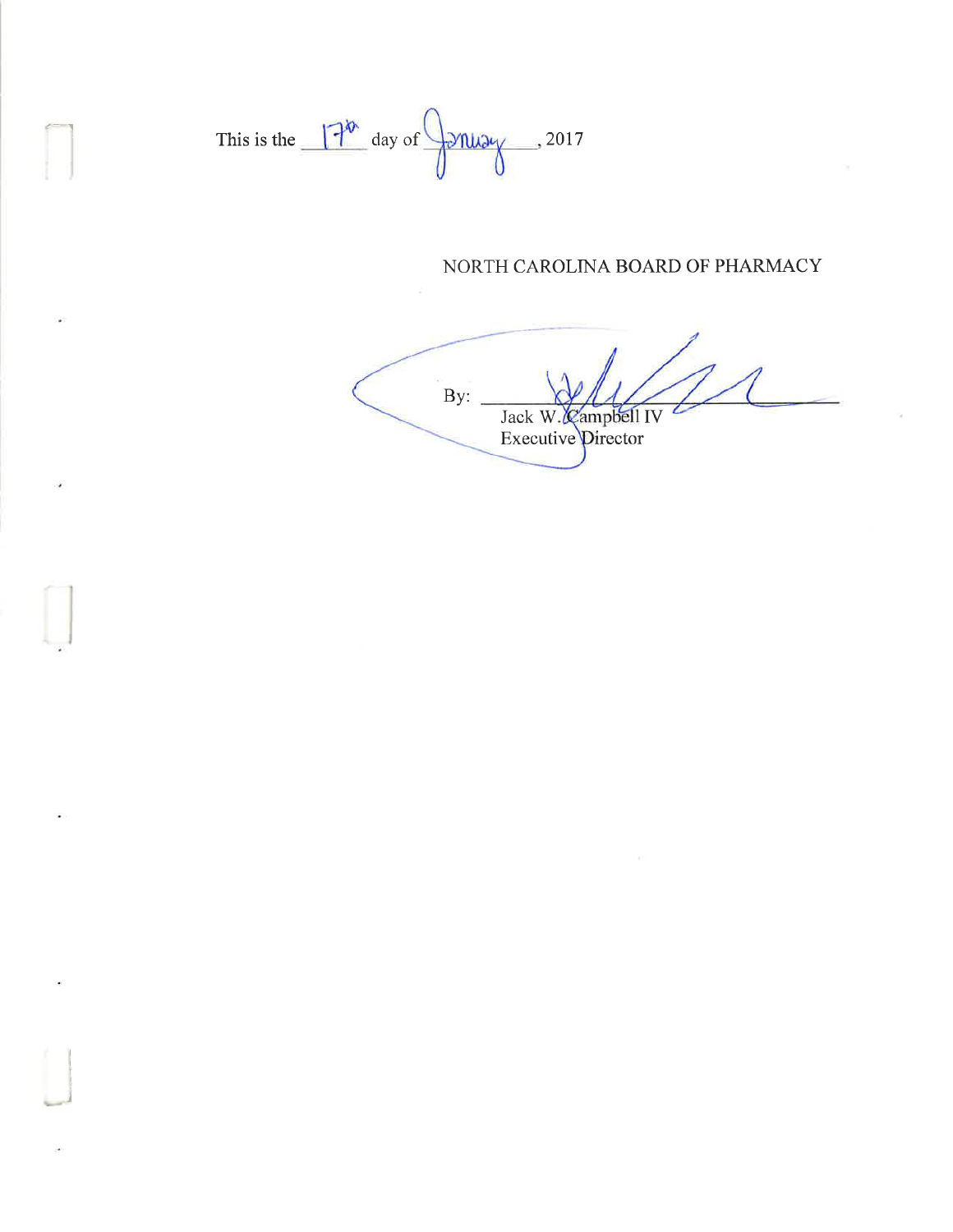This is the 17th day of January, 2017

NORTH CAROLINA BOARD OF PHARMACY

By: ______________________

Jack W. Campbell IV
Executive Director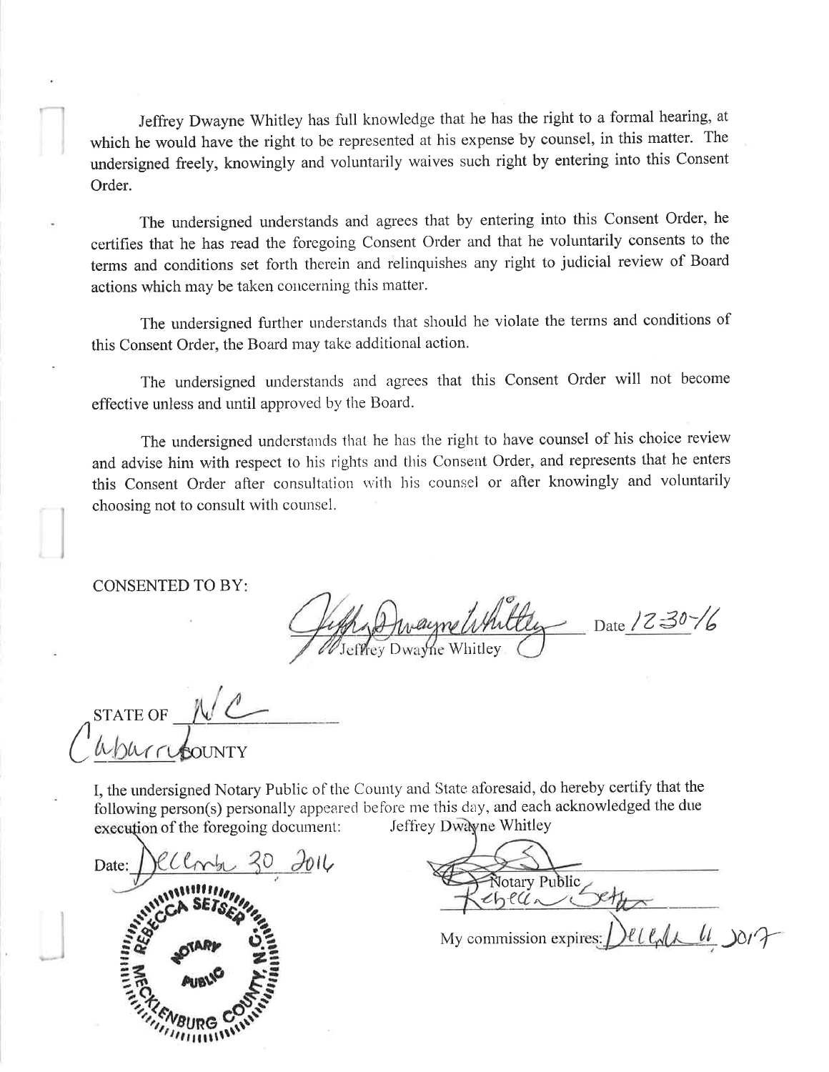Jeffrey Dwayne Whitley has full knowledge that he has the right to a formal hearing, at which he would have the right to be represented at his expense by counsel, in this matter. The undersigned freely, knowingly and voluntarily waives such right by entering into this Consent Order.

The undersigned understands and agrees that by entering into this Consent Order, he certifies that he has read the foregoing Consent Order and that he voluntarily consents to the terms and conditions set forth therein and relinquishes any right to judicial review of Board actions which may be taken concerning this matter.

The undersigned further understands that should he violate the terms and conditions of this Consent Order, the Board may take additional action.

The undersigned understands and agrees that this Consent Order will not become effective unless and until approved by the Board.

The undersigned understands that he has the right to have counsel of his choice review and advise him with respect to his rights and this Consent Order, and represents that he enters this Consent Order after consultation with his counsel or after knowingly and voluntarily choosing not to consult with counsel.

CONSENTED TO BY:

Jeffrey Dwayne Whitley Date 12-30-16

Jeffrey Dwayne Whitley

STATE OF NC

Cabarrus COUNTY

I, the undersigned Notary Public of the County and State aforesaid, do hereby certify that the following person(s) personally appeared before me this day, and each acknowledged the due execution of the foregoing document: Jeffrey Dwayne Whitley

Date: December 30 2016

REBECCA SETSER NOTARY PUBLIC MECKLENBURG COUNTY, N.C.

Notary Public

Rebecca Setser

My commission expires: December 11 2017